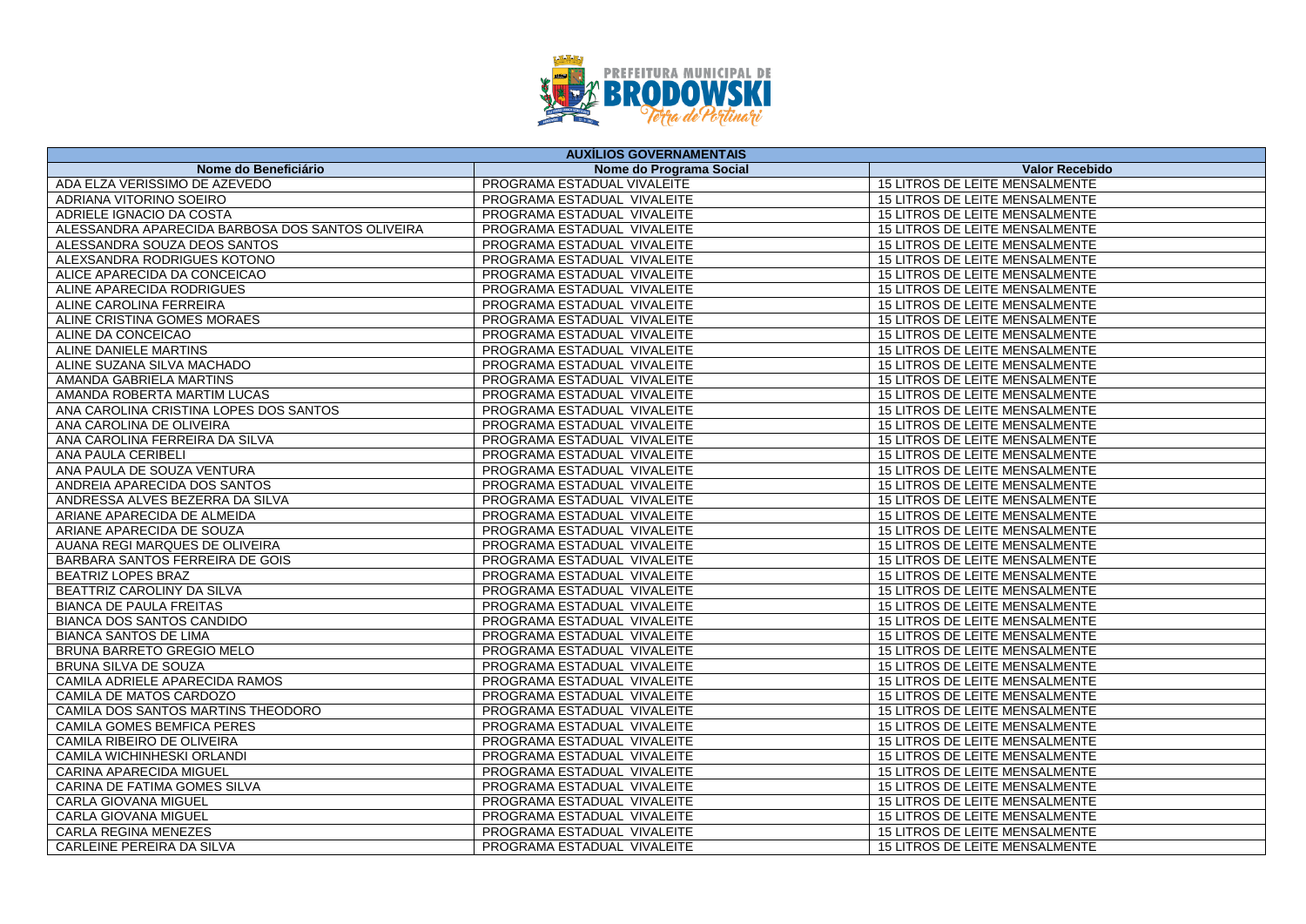| AUXÍLIOS GOVERNAMENTAIS | | |
|---|---|---|
| **Nome do Beneficiário** | **Nome do Programa Social** | **Valor Recebido** |
| ADA ELZA VERISSIMO DE AZEVEDO | PROGRAMA ESTADUAL VIVALEITE | 15 LITROS DE LEITE MENSALMENTE |
| ADRIANA VITORINO SOEIRO | PROGRAMA ESTADUAL VIVALEITE | 15 LITROS DE LEITE MENSALMENTE |
| ADRIELE IGNACIO DA COSTA | PROGRAMA ESTADUAL VIVALEITE | 15 LITROS DE LEITE MENSALMENTE |
| ALESSANDRA APARECIDA BARBOSA DOS SANTOS OLIVEIRA | PROGRAMA ESTADUAL VIVALEITE | 15 LITROS DE LEITE MENSALMENTE |
| ALESSANDRA SOUZA DEOS SANTOS | PROGRAMA ESTADUAL VIVALEITE | 15 LITROS DE LEITE MENSALMENTE |
| ALEXSANDRA RODRIGUES KOTONO | PROGRAMA ESTADUAL VIVALEITE | 15 LITROS DE LEITE MENSALMENTE |
| ALICE APARECIDA DA CONCEICAO | PROGRAMA ESTADUAL VIVALEITE | 15 LITROS DE LEITE MENSALMENTE |
| ALINE APARECIDA RODRIGUES | PROGRAMA ESTADUAL VIVALEITE | 15 LITROS DE LEITE MENSALMENTE |
| ALINE CAROLINA FERREIRA | PROGRAMA ESTADUAL VIVALEITE | 15 LITROS DE LEITE MENSALMENTE |
| ALINE CRISTINA GOMES MORAES | PROGRAMA ESTADUAL VIVALEITE | 15 LITROS DE LEITE MENSALMENTE |
| ALINE DA CONCEICAO | PROGRAMA ESTADUAL VIVALEITE | 15 LITROS DE LEITE MENSALMENTE |
| ALINE DANIELE MARTINS | PROGRAMA ESTADUAL VIVALEITE | 15 LITROS DE LEITE MENSALMENTE |
| ALINE SUZANA SILVA MACHADO | PROGRAMA ESTADUAL VIVALEITE | 15 LITROS DE LEITE MENSALMENTE |
| AMANDA GABRIELA MARTINS | PROGRAMA ESTADUAL VIVALEITE | 15 LITROS DE LEITE MENSALMENTE |
| AMANDA ROBERTA MARTIM LUCAS | PROGRAMA ESTADUAL VIVALEITE | 15 LITROS DE LEITE MENSALMENTE |
| ANA CAROLINA CRISTINA LOPES DOS SANTOS | PROGRAMA ESTADUAL VIVALEITE | 15 LITROS DE LEITE MENSALMENTE |
| ANA CAROLINA DE OLIVEIRA | PROGRAMA ESTADUAL VIVALEITE | 15 LITROS DE LEITE MENSALMENTE |
| ANA CAROLINA FERREIRA DA SILVA | PROGRAMA ESTADUAL VIVALEITE | 15 LITROS DE LEITE MENSALMENTE |
| ANA PAULA CERIBELI | PROGRAMA ESTADUAL VIVALEITE | 15 LITROS DE LEITE MENSALMENTE |
| ANA PAULA DE SOUZA VENTURA | PROGRAMA ESTADUAL VIVALEITE | 15 LITROS DE LEITE MENSALMENTE |
| ANDREIA APARECIDA DOS SANTOS | PROGRAMA ESTADUAL VIVALEITE | 15 LITROS DE LEITE MENSALMENTE |
| ANDRESSA ALVES BEZERRA DA SILVA | PROGRAMA ESTADUAL VIVALEITE | 15 LITROS DE LEITE MENSALMENTE |
| ARIANE APARECIDA DE ALMEIDA | PROGRAMA ESTADUAL VIVALEITE | 15 LITROS DE LEITE MENSALMENTE |
| ARIANE APARECIDA DE SOUZA | PROGRAMA ESTADUAL VIVALEITE | 15 LITROS DE LEITE MENSALMENTE |
| AUANA REGI MARQUES DE OLIVEIRA | PROGRAMA ESTADUAL VIVALEITE | 15 LITROS DE LEITE MENSALMENTE |
| BARBARA SANTOS FERREIRA DE GOIS | PROGRAMA ESTADUAL VIVALEITE | 15 LITROS DE LEITE MENSALMENTE |
| BEATRIZ LOPES BRAZ | PROGRAMA ESTADUAL VIVALEITE | 15 LITROS DE LEITE MENSALMENTE |
| BEATTRIZ CAROLINY DA SILVA | PROGRAMA ESTADUAL VIVALEITE | 15 LITROS DE LEITE MENSALMENTE |
| BIANCA DE PAULA FREITAS | PROGRAMA ESTADUAL VIVALEITE | 15 LITROS DE LEITE MENSALMENTE |
| BIANCA DOS SANTOS CANDIDO | PROGRAMA ESTADUAL VIVALEITE | 15 LITROS DE LEITE MENSALMENTE |
| BIANCA SANTOS DE LIMA | PROGRAMA ESTADUAL VIVALEITE | 15 LITROS DE LEITE MENSALMENTE |
| BRUNA BARRETO GREGIO MELO | PROGRAMA ESTADUAL VIVALEITE | 15 LITROS DE LEITE MENSALMENTE |
| BRUNA SILVA DE SOUZA | PROGRAMA ESTADUAL VIVALEITE | 15 LITROS DE LEITE MENSALMENTE |
| CAMILA ADRIELE APARECIDA RAMOS | PROGRAMA ESTADUAL VIVALEITE | 15 LITROS DE LEITE MENSALMENTE |
| CAMILA DE MATOS CARDOZO | PROGRAMA ESTADUAL VIVALEITE | 15 LITROS DE LEITE MENSALMENTE |
| CAMILA DOS SANTOS MARTINS THEODORO | PROGRAMA ESTADUAL VIVALEITE | 15 LITROS DE LEITE MENSALMENTE |
| CAMILA GOMES BEMFICA PERES | PROGRAMA ESTADUAL VIVALEITE | 15 LITROS DE LEITE MENSALMENTE |
| CAMILA RIBEIRO DE OLIVEIRA | PROGRAMA ESTADUAL VIVALEITE | 15 LITROS DE LEITE MENSALMENTE |
| CAMILA WICHINHESKI ORLANDI | PROGRAMA ESTADUAL VIVALEITE | 15 LITROS DE LEITE MENSALMENTE |
| CARINA APARECIDA MIGUEL | PROGRAMA ESTADUAL VIVALEITE | 15 LITROS DE LEITE MENSALMENTE |
| CARINA DE FATIMA GOMES SILVA | PROGRAMA ESTADUAL VIVALEITE | 15 LITROS DE LEITE MENSALMENTE |
| CARLA GIOVANA MIGUEL | PROGRAMA ESTADUAL VIVALEITE | 15 LITROS DE LEITE MENSALMENTE |
| CARLA GIOVANA MIGUEL | PROGRAMA ESTADUAL VIVALEITE | 15 LITROS DE LEITE MENSALMENTE |
| CARLA REGINA MENEZES | PROGRAMA ESTADUAL VIVALEITE | 15 LITROS DE LEITE MENSALMENTE |
| CARLEINE PEREIRA DA SILVA | PROGRAMA ESTADUAL VIVALEITE | 15 LITROS DE LEITE MENSALMENTE |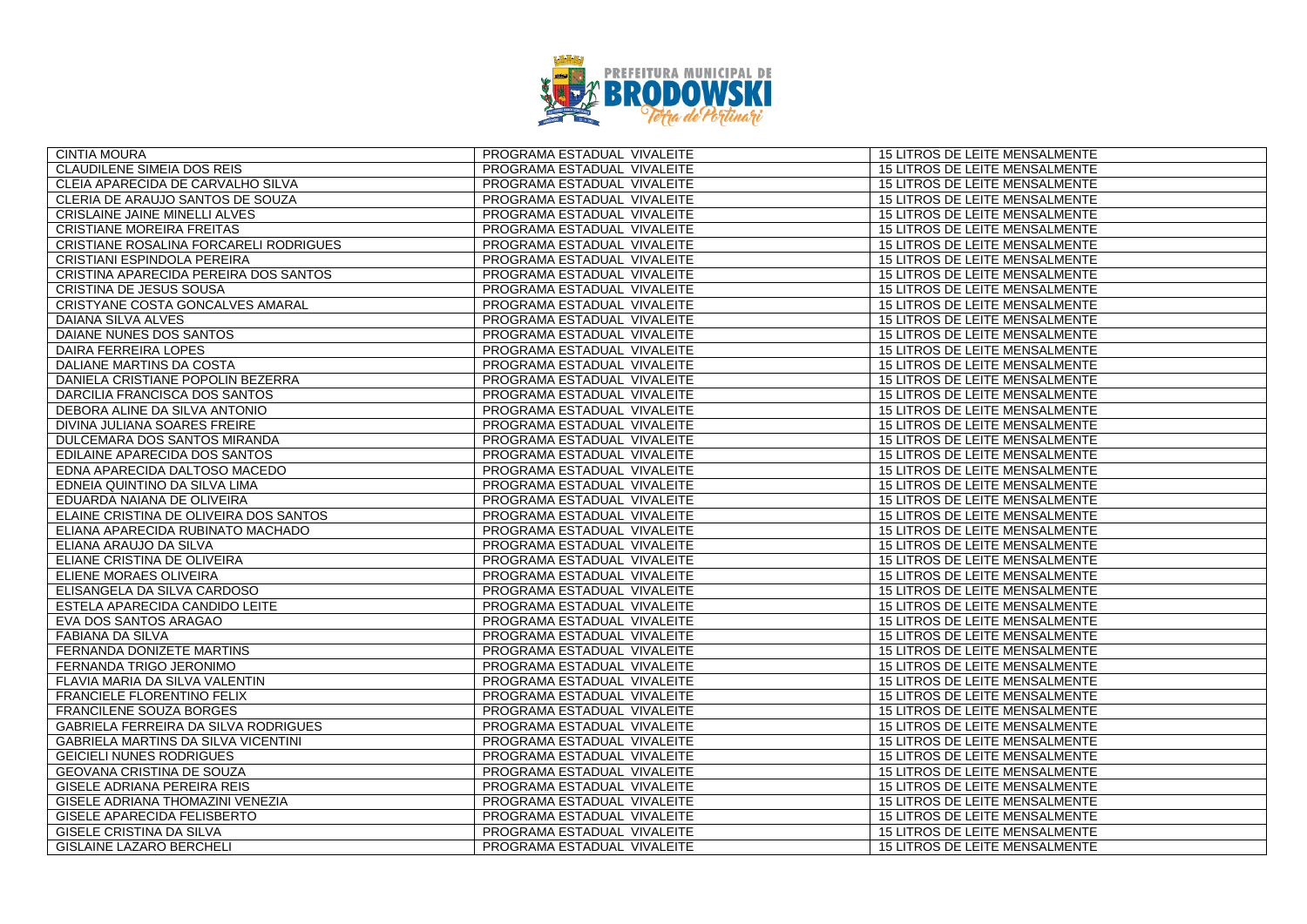| CINTIA MOURA | PROGRAMA ESTADUAL VIVALEITE | 15 LITROS DE LEITE MENSALMENTE |
|---|---|---|
| CLAUDILENE SIMEIA DOS REIS | PROGRAMA ESTADUAL VIVALEITE | 15 LITROS DE LEITE MENSALMENTE |
| CLEIA APARECIDA DE CARVALHO SILVA | PROGRAMA ESTADUAL VIVALEITE | 15 LITROS DE LEITE MENSALMENTE |
| CLERIA DE ARAUJO SANTOS DE SOUZA | PROGRAMA ESTADUAL VIVALEITE | 15 LITROS DE LEITE MENSALMENTE |
| CRISLAINE JAINE MINELLI ALVES | PROGRAMA ESTADUAL VIVALEITE | 15 LITROS DE LEITE MENSALMENTE |
| CRISTIANE MOREIRA FREITAS | PROGRAMA ESTADUAL VIVALEITE | 15 LITROS DE LEITE MENSALMENTE |
| CRISTIANE ROSALINA FORCARELI RODRIGUES | PROGRAMA ESTADUAL VIVALEITE | 15 LITROS DE LEITE MENSALMENTE |
| CRISTIANI ESPINDOLA PEREIRA | PROGRAMA ESTADUAL VIVALEITE | 15 LITROS DE LEITE MENSALMENTE |
| CRISTINA APARECIDA PEREIRA DOS SANTOS | PROGRAMA ESTADUAL VIVALEITE | 15 LITROS DE LEITE MENSALMENTE |
| CRISTINA DE JESUS SOUSA | PROGRAMA ESTADUAL VIVALEITE | 15 LITROS DE LEITE MENSALMENTE |
| CRISTYANE COSTA GONCALVES AMARAL | PROGRAMA ESTADUAL VIVALEITE | 15 LITROS DE LEITE MENSALMENTE |
| DAIANA SILVA ALVES | PROGRAMA ESTADUAL VIVALEITE | 15 LITROS DE LEITE MENSALMENTE |
| DAIANE NUNES DOS SANTOS | PROGRAMA ESTADUAL VIVALEITE | 15 LITROS DE LEITE MENSALMENTE |
| DAIRA FERREIRA LOPES | PROGRAMA ESTADUAL VIVALEITE | 15 LITROS DE LEITE MENSALMENTE |
| DALIANE MARTINS DA COSTA | PROGRAMA ESTADUAL VIVALEITE | 15 LITROS DE LEITE MENSALMENTE |
| DANIELA CRISTIANE POPOLIN BEZERRA | PROGRAMA ESTADUAL VIVALEITE | 15 LITROS DE LEITE MENSALMENTE |
| DARCILIA FRANCISCA DOS SANTOS | PROGRAMA ESTADUAL VIVALEITE | 15 LITROS DE LEITE MENSALMENTE |
| DEBORA ALINE DA SILVA ANTONIO | PROGRAMA ESTADUAL VIVALEITE | 15 LITROS DE LEITE MENSALMENTE |
| DIVINA JULIANA SOARES FREIRE | PROGRAMA ESTADUAL VIVALEITE | 15 LITROS DE LEITE MENSALMENTE |
| DULCEMARA DOS SANTOS MIRANDA | PROGRAMA ESTADUAL VIVALEITE | 15 LITROS DE LEITE MENSALMENTE |
| EDILAINE APARECIDA DOS SANTOS | PROGRAMA ESTADUAL VIVALEITE | 15 LITROS DE LEITE MENSALMENTE |
| EDNA APARECIDA DALTOSO MACEDO | PROGRAMA ESTADUAL VIVALEITE | 15 LITROS DE LEITE MENSALMENTE |
| EDNEIA QUINTINO DA SILVA LIMA | PROGRAMA ESTADUAL VIVALEITE | 15 LITROS DE LEITE MENSALMENTE |
| EDUARDA NAIANA DE OLIVEIRA | PROGRAMA ESTADUAL VIVALEITE | 15 LITROS DE LEITE MENSALMENTE |
| ELAINE CRISTINA DE OLIVEIRA DOS SANTOS | PROGRAMA ESTADUAL VIVALEITE | 15 LITROS DE LEITE MENSALMENTE |
| ELIANA APARECIDA RUBINATO MACHADO | PROGRAMA ESTADUAL VIVALEITE | 15 LITROS DE LEITE MENSALMENTE |
| ELIANA ARAUJO DA SILVA | PROGRAMA ESTADUAL VIVALEITE | 15 LITROS DE LEITE MENSALMENTE |
| ELIANE CRISTINA DE OLIVEIRA | PROGRAMA ESTADUAL VIVALEITE | 15 LITROS DE LEITE MENSALMENTE |
| ELIENE MORAES OLIVEIRA | PROGRAMA ESTADUAL VIVALEITE | 15 LITROS DE LEITE MENSALMENTE |
| ELISANGELA DA SILVA CARDOSO | PROGRAMA ESTADUAL VIVALEITE | 15 LITROS DE LEITE MENSALMENTE |
| ESTELA APARECIDA CANDIDO LEITE | PROGRAMA ESTADUAL VIVALEITE | 15 LITROS DE LEITE MENSALMENTE |
| EVA DOS SANTOS ARAGAO | PROGRAMA ESTADUAL VIVALEITE | 15 LITROS DE LEITE MENSALMENTE |
| FABIANA DA SILVA | PROGRAMA ESTADUAL VIVALEITE | 15 LITROS DE LEITE MENSALMENTE |
| FERNANDA DONIZETE MARTINS | PROGRAMA ESTADUAL VIVALEITE | 15 LITROS DE LEITE MENSALMENTE |
| FERNANDA TRIGO JERONIMO | PROGRAMA ESTADUAL VIVALEITE | 15 LITROS DE LEITE MENSALMENTE |
| FLAVIA MARIA DA SILVA VALENTIN | PROGRAMA ESTADUAL VIVALEITE | 15 LITROS DE LEITE MENSALMENTE |
| FRANCIELE FLORENTINO FELIX | PROGRAMA ESTADUAL VIVALEITE | 15 LITROS DE LEITE MENSALMENTE |
| FRANCILENE SOUZA BORGES | PROGRAMA ESTADUAL VIVALEITE | 15 LITROS DE LEITE MENSALMENTE |
| GABRIELA FERREIRA DA SILVA RODRIGUES | PROGRAMA ESTADUAL VIVALEITE | 15 LITROS DE LEITE MENSALMENTE |
| GABRIELA MARTINS DA SILVA VICENTINI | PROGRAMA ESTADUAL VIVALEITE | 15 LITROS DE LEITE MENSALMENTE |
| GEICIELI NUNES RODRIGUES | PROGRAMA ESTADUAL VIVALEITE | 15 LITROS DE LEITE MENSALMENTE |
| GEOVANA CRISTINA DE SOUZA | PROGRAMA ESTADUAL VIVALEITE | 15 LITROS DE LEITE MENSALMENTE |
| GISELE ADRIANA PEREIRA REIS | PROGRAMA ESTADUAL VIVALEITE | 15 LITROS DE LEITE MENSALMENTE |
| GISELE ADRIANA THOMAZINI VENEZIA | PROGRAMA ESTADUAL VIVALEITE | 15 LITROS DE LEITE MENSALMENTE |
| GISELE APARECIDA FELISBERTO | PROGRAMA ESTADUAL VIVALEITE | 15 LITROS DE LEITE MENSALMENTE |
| GISELE CRISTINA DA SILVA | PROGRAMA ESTADUAL VIVALEITE | 15 LITROS DE LEITE MENSALMENTE |
| GISLAINE LAZARO BERCHELI | PROGRAMA ESTADUAL VIVALEITE | 15 LITROS DE LEITE MENSALMENTE |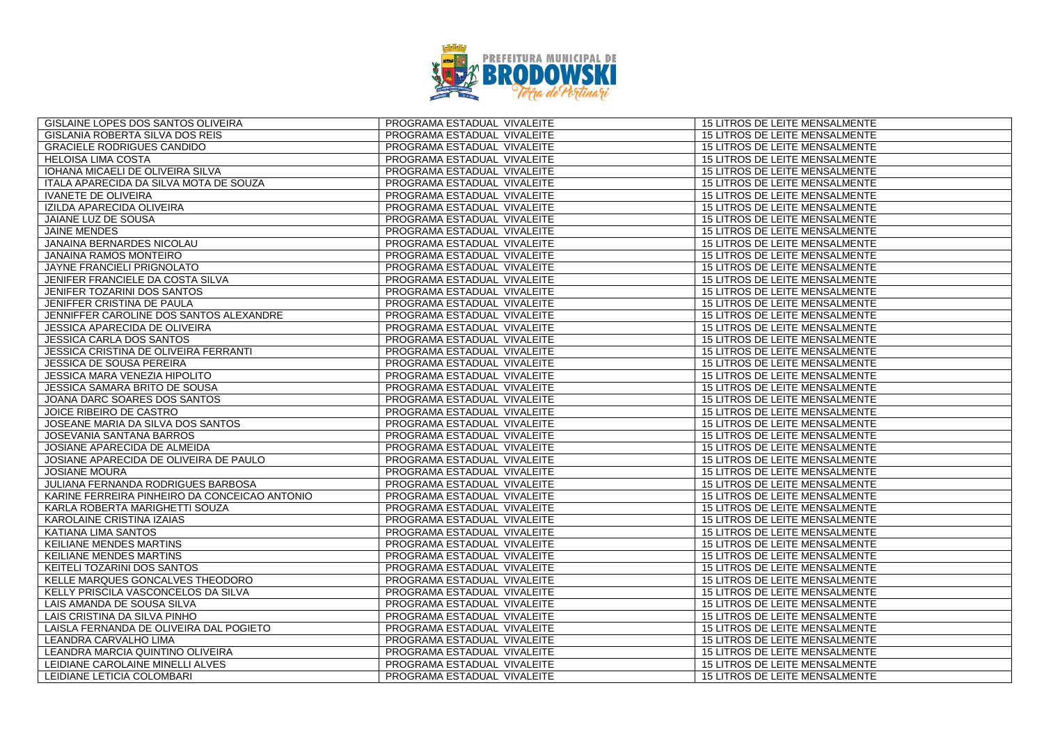| | | |
|---|---|---|
| GISLAINE LOPES DOS SANTOS OLIVEIRA | PROGRAMA ESTADUAL VIVALEITE | 15 LITROS DE LEITE MENSALMENTE |
| GISLANIA ROBERTA SILVA DOS REIS | PROGRAMA ESTADUAL VIVALEITE | 15 LITROS DE LEITE MENSALMENTE |
| GRACIELE RODRIGUES CANDIDO | PROGRAMA ESTADUAL VIVALEITE | 15 LITROS DE LEITE MENSALMENTE |
| HELOISA LIMA COSTA | PROGRAMA ESTADUAL VIVALEITE | 15 LITROS DE LEITE MENSALMENTE |
| IOHANA MICAELI DE OLIVEIRA SILVA | PROGRAMA ESTADUAL VIVALEITE | 15 LITROS DE LEITE MENSALMENTE |
| ITALA APARECIDA DA SILVA MOTA DE SOUZA | PROGRAMA ESTADUAL VIVALEITE | 15 LITROS DE LEITE MENSALMENTE |
| IVANETE DE OLIVEIRA | PROGRAMA ESTADUAL VIVALEITE | 15 LITROS DE LEITE MENSALMENTE |
| IZILDA APARECIDA OLIVEIRA | PROGRAMA ESTADUAL VIVALEITE | 15 LITROS DE LEITE MENSALMENTE |
| JAIANE LUZ DE SOUSA | PROGRAMA ESTADUAL VIVALEITE | 15 LITROS DE LEITE MENSALMENTE |
| JAINE MENDES | PROGRAMA ESTADUAL VIVALEITE | 15 LITROS DE LEITE MENSALMENTE |
| JANAINA BERNARDES NICOLAU | PROGRAMA ESTADUAL VIVALEITE | 15 LITROS DE LEITE MENSALMENTE |
| JANAINA RAMOS MONTEIRO | PROGRAMA ESTADUAL VIVALEITE | 15 LITROS DE LEITE MENSALMENTE |
| JAYNE FRANCIELI PRIGNOLATO | PROGRAMA ESTADUAL VIVALEITE | 15 LITROS DE LEITE MENSALMENTE |
| JENIFER FRANCIELE DA COSTA SILVA | PROGRAMA ESTADUAL VIVALEITE | 15 LITROS DE LEITE MENSALMENTE |
| JENIFER TOZARINI DOS SANTOS | PROGRAMA ESTADUAL VIVALEITE | 15 LITROS DE LEITE MENSALMENTE |
| JENIFFER CRISTINA DE PAULA | PROGRAMA ESTADUAL VIVALEITE | 15 LITROS DE LEITE MENSALMENTE |
| JENNIFFER CAROLINE DOS SANTOS ALEXANDRE | PROGRAMA ESTADUAL VIVALEITE | 15 LITROS DE LEITE MENSALMENTE |
| JESSICA APARECIDA DE OLIVEIRA | PROGRAMA ESTADUAL VIVALEITE | 15 LITROS DE LEITE MENSALMENTE |
| JESSICA CARLA DOS SANTOS | PROGRAMA ESTADUAL VIVALEITE | 15 LITROS DE LEITE MENSALMENTE |
| JESSICA CRISTINA DE OLIVEIRA FERRANTI | PROGRAMA ESTADUAL VIVALEITE | 15 LITROS DE LEITE MENSALMENTE |
| JESSICA DE SOUSA PEREIRA | PROGRAMA ESTADUAL VIVALEITE | 15 LITROS DE LEITE MENSALMENTE |
| JESSICA MARA VENEZIA HIPOLITO | PROGRAMA ESTADUAL VIVALEITE | 15 LITROS DE LEITE MENSALMENTE |
| JESSICA SAMARA BRITO DE SOUSA | PROGRAMA ESTADUAL VIVALEITE | 15 LITROS DE LEITE MENSALMENTE |
| JOANA DARC SOARES DOS SANTOS | PROGRAMA ESTADUAL VIVALEITE | 15 LITROS DE LEITE MENSALMENTE |
| JOICE RIBEIRO DE CASTRO | PROGRAMA ESTADUAL VIVALEITE | 15 LITROS DE LEITE MENSALMENTE |
| JOSEANE MARIA DA SILVA DOS SANTOS | PROGRAMA ESTADUAL VIVALEITE | 15 LITROS DE LEITE MENSALMENTE |
| JOSEVANIA SANTANA BARROS | PROGRAMA ESTADUAL VIVALEITE | 15 LITROS DE LEITE MENSALMENTE |
| JOSIANE APARECIDA DE ALMEIDA | PROGRAMA ESTADUAL VIVALEITE | 15 LITROS DE LEITE MENSALMENTE |
| JOSIANE APARECIDA DE OLIVEIRA DE PAULO | PROGRAMA ESTADUAL VIVALEITE | 15 LITROS DE LEITE MENSALMENTE |
| JOSIANE MOURA | PROGRAMA ESTADUAL VIVALEITE | 15 LITROS DE LEITE MENSALMENTE |
| JULIANA FERNANDA RODRIGUES BARBOSA | PROGRAMA ESTADUAL VIVALEITE | 15 LITROS DE LEITE MENSALMENTE |
| KARINE FERREIRA PINHEIRO DA CONCEICAO ANTONIO | PROGRAMA ESTADUAL VIVALEITE | 15 LITROS DE LEITE MENSALMENTE |
| KARLA ROBERTA MARIGHETTI SOUZA | PROGRAMA ESTADUAL VIVALEITE | 15 LITROS DE LEITE MENSALMENTE |
| KAROLAINE CRISTINA IZAIAS | PROGRAMA ESTADUAL VIVALEITE | 15 LITROS DE LEITE MENSALMENTE |
| KATIANA LIMA SANTOS | PROGRAMA ESTADUAL VIVALEITE | 15 LITROS DE LEITE MENSALMENTE |
| KEILIANE MENDES MARTINS | PROGRAMA ESTADUAL VIVALEITE | 15 LITROS DE LEITE MENSALMENTE |
| KEILIANE MENDES MARTINS | PROGRAMA ESTADUAL VIVALEITE | 15 LITROS DE LEITE MENSALMENTE |
| KEITELI TOZARINI DOS SANTOS | PROGRAMA ESTADUAL VIVALEITE | 15 LITROS DE LEITE MENSALMENTE |
| KELLE MARQUES GONCALVES THEODORO | PROGRAMA ESTADUAL VIVALEITE | 15 LITROS DE LEITE MENSALMENTE |
| KELLY PRISCILA VASCONCELOS DA SILVA | PROGRAMA ESTADUAL VIVALEITE | 15 LITROS DE LEITE MENSALMENTE |
| LAIS AMANDA DE SOUSA SILVA | PROGRAMA ESTADUAL VIVALEITE | 15 LITROS DE LEITE MENSALMENTE |
| LAIS CRISTINA DA SILVA PINHO | PROGRAMA ESTADUAL VIVALEITE | 15 LITROS DE LEITE MENSALMENTE |
| LAISLA FERNANDA DE OLIVEIRA DAL POGIETO | PROGRAMA ESTADUAL VIVALEITE | 15 LITROS DE LEITE MENSALMENTE |
| LEANDRA CARVALHO LIMA | PROGRAMA ESTADUAL VIVALEITE | 15 LITROS DE LEITE MENSALMENTE |
| LEANDRA MARCIA QUINTINO OLIVEIRA | PROGRAMA ESTADUAL VIVALEITE | 15 LITROS DE LEITE MENSALMENTE |
| LEIDIANE CAROLAINE MINELLI ALVES | PROGRAMA ESTADUAL VIVALEITE | 15 LITROS DE LEITE MENSALMENTE |
| LEIDIANE LETICIA COLOMBARI | PROGRAMA ESTADUAL VIVALEITE | 15 LITROS DE LEITE MENSALMENTE |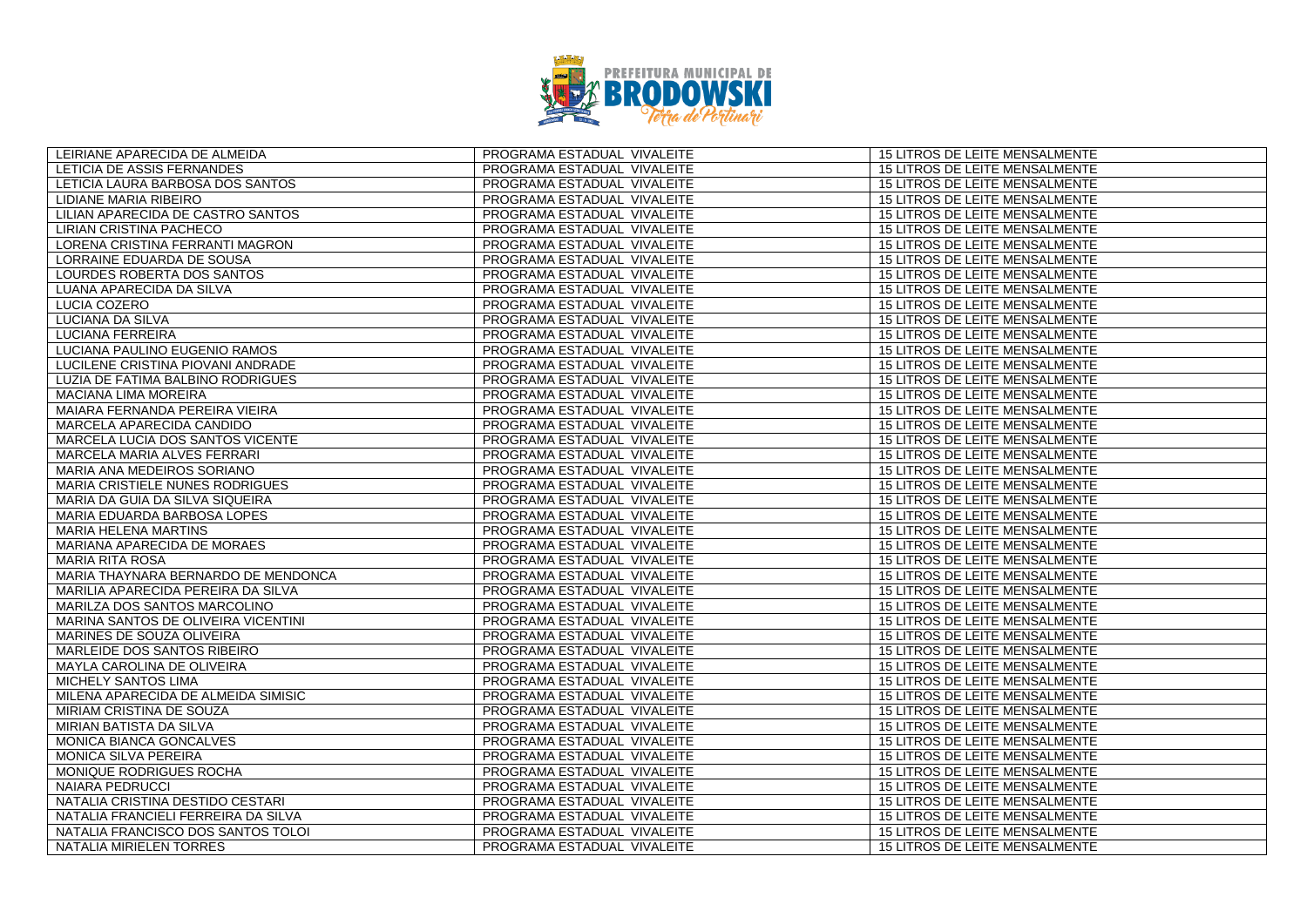| LEIRIANE APARECIDA DE ALMEIDA | PROGRAMA ESTADUAL VIVALEITE | 15 LITROS DE LEITE MENSALMENTE |
|---|---|---|
| LETICIA DE ASSIS FERNANDES | PROGRAMA ESTADUAL VIVALEITE | 15 LITROS DE LEITE MENSALMENTE |
| LETICIA LAURA BARBOSA DOS SANTOS | PROGRAMA ESTADUAL VIVALEITE | 15 LITROS DE LEITE MENSALMENTE |
| LIDIANE MARIA RIBEIRO | PROGRAMA ESTADUAL VIVALEITE | 15 LITROS DE LEITE MENSALMENTE |
| LILIAN APARECIDA DE CASTRO SANTOS | PROGRAMA ESTADUAL VIVALEITE | 15 LITROS DE LEITE MENSALMENTE |
| LIRIAN CRISTINA PACHECO | PROGRAMA ESTADUAL VIVALEITE | 15 LITROS DE LEITE MENSALMENTE |
| LORENA CRISTINA FERRANTI MAGRON | PROGRAMA ESTADUAL VIVALEITE | 15 LITROS DE LEITE MENSALMENTE |
| LORRAINE EDUARDA DE SOUSA | PROGRAMA ESTADUAL VIVALEITE | 15 LITROS DE LEITE MENSALMENTE |
| LOURDES ROBERTA DOS SANTOS | PROGRAMA ESTADUAL VIVALEITE | 15 LITROS DE LEITE MENSALMENTE |
| LUANA APARECIDA DA SILVA | PROGRAMA ESTADUAL VIVALEITE | 15 LITROS DE LEITE MENSALMENTE |
| LUCIA COZERO | PROGRAMA ESTADUAL VIVALEITE | 15 LITROS DE LEITE MENSALMENTE |
| LUCIANA DA SILVA | PROGRAMA ESTADUAL VIVALEITE | 15 LITROS DE LEITE MENSALMENTE |
| LUCIANA FERREIRA | PROGRAMA ESTADUAL VIVALEITE | 15 LITROS DE LEITE MENSALMENTE |
| LUCIANA PAULINO EUGENIO RAMOS | PROGRAMA ESTADUAL VIVALEITE | 15 LITROS DE LEITE MENSALMENTE |
| LUCILENE CRISTINA PIOVANI ANDRADE | PROGRAMA ESTADUAL VIVALEITE | 15 LITROS DE LEITE MENSALMENTE |
| LUZIA DE FATIMA BALBINO RODRIGUES | PROGRAMA ESTADUAL VIVALEITE | 15 LITROS DE LEITE MENSALMENTE |
| MACIANA LIMA MOREIRA | PROGRAMA ESTADUAL VIVALEITE | 15 LITROS DE LEITE MENSALMENTE |
| MAIARA FERNANDA PEREIRA VIEIRA | PROGRAMA ESTADUAL VIVALEITE | 15 LITROS DE LEITE MENSALMENTE |
| MARCELA APARECIDA CANDIDO | PROGRAMA ESTADUAL VIVALEITE | 15 LITROS DE LEITE MENSALMENTE |
| MARCELA LUCIA DOS SANTOS VICENTE | PROGRAMA ESTADUAL VIVALEITE | 15 LITROS DE LEITE MENSALMENTE |
| MARCELA MARIA ALVES FERRARI | PROGRAMA ESTADUAL VIVALEITE | 15 LITROS DE LEITE MENSALMENTE |
| MARIA ANA MEDEIROS SORIANO | PROGRAMA ESTADUAL VIVALEITE | 15 LITROS DE LEITE MENSALMENTE |
| MARIA CRISTIELE NUNES RODRIGUES | PROGRAMA ESTADUAL VIVALEITE | 15 LITROS DE LEITE MENSALMENTE |
| MARIA DA GUIA DA SILVA SIQUEIRA | PROGRAMA ESTADUAL VIVALEITE | 15 LITROS DE LEITE MENSALMENTE |
| MARIA EDUARDA BARBOSA LOPES | PROGRAMA ESTADUAL VIVALEITE | 15 LITROS DE LEITE MENSALMENTE |
| MARIA HELENA MARTINS | PROGRAMA ESTADUAL VIVALEITE | 15 LITROS DE LEITE MENSALMENTE |
| MARIANA APARECIDA DE MORAES | PROGRAMA ESTADUAL VIVALEITE | 15 LITROS DE LEITE MENSALMENTE |
| MARIA RITA ROSA | PROGRAMA ESTADUAL VIVALEITE | 15 LITROS DE LEITE MENSALMENTE |
| MARIA THAYNARA BERNARDO DE MENDONCA | PROGRAMA ESTADUAL VIVALEITE | 15 LITROS DE LEITE MENSALMENTE |
| MARILIA APARECIDA PEREIRA DA SILVA | PROGRAMA ESTADUAL VIVALEITE | 15 LITROS DE LEITE MENSALMENTE |
| MARILZA DOS SANTOS MARCOLINO | PROGRAMA ESTADUAL VIVALEITE | 15 LITROS DE LEITE MENSALMENTE |
| MARINA SANTOS DE OLIVEIRA VICENTINI | PROGRAMA ESTADUAL VIVALEITE | 15 LITROS DE LEITE MENSALMENTE |
| MARINES DE SOUZA OLIVEIRA | PROGRAMA ESTADUAL VIVALEITE | 15 LITROS DE LEITE MENSALMENTE |
| MARLEIDE DOS SANTOS RIBEIRO | PROGRAMA ESTADUAL VIVALEITE | 15 LITROS DE LEITE MENSALMENTE |
| MAYLA CAROLINA DE OLIVEIRA | PROGRAMA ESTADUAL VIVALEITE | 15 LITROS DE LEITE MENSALMENTE |
| MICHELY SANTOS LIMA | PROGRAMA ESTADUAL VIVALEITE | 15 LITROS DE LEITE MENSALMENTE |
| MILENA APARECIDA DE ALMEIDA SIMISIC | PROGRAMA ESTADUAL VIVALEITE | 15 LITROS DE LEITE MENSALMENTE |
| MIRIAM CRISTINA DE SOUZA | PROGRAMA ESTADUAL VIVALEITE | 15 LITROS DE LEITE MENSALMENTE |
| MIRIAN BATISTA DA SILVA | PROGRAMA ESTADUAL VIVALEITE | 15 LITROS DE LEITE MENSALMENTE |
| MONICA BIANCA GONCALVES | PROGRAMA ESTADUAL VIVALEITE | 15 LITROS DE LEITE MENSALMENTE |
| MONICA SILVA PEREIRA | PROGRAMA ESTADUAL VIVALEITE | 15 LITROS DE LEITE MENSALMENTE |
| MONIQUE RODRIGUES ROCHA | PROGRAMA ESTADUAL VIVALEITE | 15 LITROS DE LEITE MENSALMENTE |
| NAIARA PEDRUCCI | PROGRAMA ESTADUAL VIVALEITE | 15 LITROS DE LEITE MENSALMENTE |
| NATALIA CRISTINA DESTIDO CESTARI | PROGRAMA ESTADUAL VIVALEITE | 15 LITROS DE LEITE MENSALMENTE |
| NATALIA FRANCIELI FERREIRA DA SILVA | PROGRAMA ESTADUAL VIVALEITE | 15 LITROS DE LEITE MENSALMENTE |
| NATALIA FRANCISCO DOS SANTOS TOLOI | PROGRAMA ESTADUAL VIVALEITE | 15 LITROS DE LEITE MENSALMENTE |
| NATALIA MIRIELEN TORRES | PROGRAMA ESTADUAL VIVALEITE | 15 LITROS DE LEITE MENSALMENTE |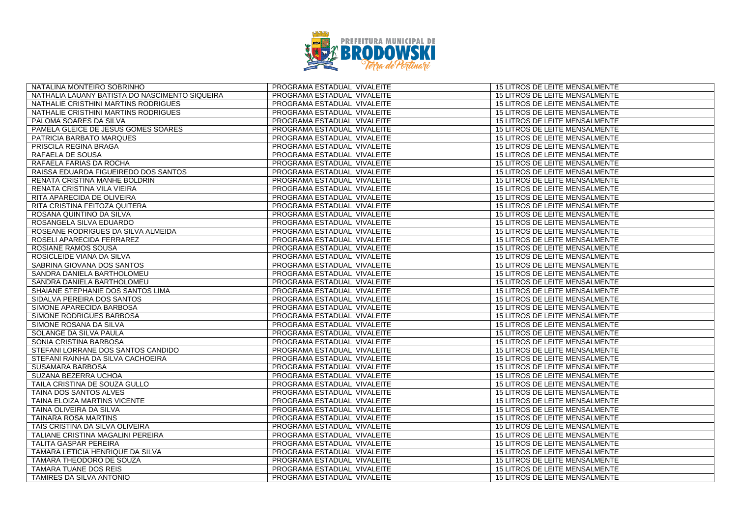| NATALINA MONTEIRO SOBRINHO | PROGRAMA ESTADUAL VIVALEITE | 15 LITROS DE LEITE MENSALMENTE |
|---|---|---|
| NATHALIA LAUANY BATISTA DO NASCIMENTO SIQUEIRA | PROGRAMA ESTADUAL VIVALEITE | 15 LITROS DE LEITE MENSALMENTE |
| NATHALIE CRISTHINI MARTINS RODRIGUES | PROGRAMA ESTADUAL VIVALEITE | 15 LITROS DE LEITE MENSALMENTE |
| NATHALIE CRISTHINI MARTINS RODRIGUES | PROGRAMA ESTADUAL VIVALEITE | 15 LITROS DE LEITE MENSALMENTE |
| PALOMA SOARES DA SILVA | PROGRAMA ESTADUAL VIVALEITE | 15 LITROS DE LEITE MENSALMENTE |
| PAMELA GLEICE DE JESUS GOMES SOARES | PROGRAMA ESTADUAL VIVALEITE | 15 LITROS DE LEITE MENSALMENTE |
| PATRICIA BARBATO MARQUES | PROGRAMA ESTADUAL VIVALEITE | 15 LITROS DE LEITE MENSALMENTE |
| PRISCILA REGINA BRAGA | PROGRAMA ESTADUAL VIVALEITE | 15 LITROS DE LEITE MENSALMENTE |
| RAFAELA DE SOUSA | PROGRAMA ESTADUAL VIVALEITE | 15 LITROS DE LEITE MENSALMENTE |
| RAFAELA FARIAS DA ROCHA | PROGRAMA ESTADUAL VIVALEITE | 15 LITROS DE LEITE MENSALMENTE |
| RAISSA EDUARDA FIGUEIREDO DOS SANTOS | PROGRAMA ESTADUAL VIVALEITE | 15 LITROS DE LEITE MENSALMENTE |
| RENATA CRISTINA MANHE BOLDRIN | PROGRAMA ESTADUAL VIVALEITE | 15 LITROS DE LEITE MENSALMENTE |
| RENATA CRISTINA VILA VIEIRA | PROGRAMA ESTADUAL VIVALEITE | 15 LITROS DE LEITE MENSALMENTE |
| RITA APARECIDA DE OLIVEIRA | PROGRAMA ESTADUAL VIVALEITE | 15 LITROS DE LEITE MENSALMENTE |
| RITA CRISTINA FEITOZA QUITERA | PROGRAMA ESTADUAL VIVALEITE | 15 LITROS DE LEITE MENSALMENTE |
| ROSANA QUINTINO DA SILVA | PROGRAMA ESTADUAL VIVALEITE | 15 LITROS DE LEITE MENSALMENTE |
| ROSANGELA SILVA EDUARDO | PROGRAMA ESTADUAL VIVALEITE | 15 LITROS DE LEITE MENSALMENTE |
| ROSEANE RODRIGUES DA SILVA ALMEIDA | PROGRAMA ESTADUAL VIVALEITE | 15 LITROS DE LEITE MENSALMENTE |
| ROSELI APARECIDA FERRAREZ | PROGRAMA ESTADUAL VIVALEITE | 15 LITROS DE LEITE MENSALMENTE |
| ROSIANE RAMOS SOUSA | PROGRAMA ESTADUAL VIVALEITE | 15 LITROS DE LEITE MENSALMENTE |
| ROSICLEIDE VIANA DA SILVA | PROGRAMA ESTADUAL VIVALEITE | 15 LITROS DE LEITE MENSALMENTE |
| SABRINA GIOVANA DOS SANTOS | PROGRAMA ESTADUAL VIVALEITE | 15 LITROS DE LEITE MENSALMENTE |
| SANDRA DANIELA BARTHOLOMEU | PROGRAMA ESTADUAL VIVALEITE | 15 LITROS DE LEITE MENSALMENTE |
| SANDRA DANIELA BARTHOLOMEU | PROGRAMA ESTADUAL VIVALEITE | 15 LITROS DE LEITE MENSALMENTE |
| SHAIANE STEPHANIE DOS SANTOS LIMA | PROGRAMA ESTADUAL VIVALEITE | 15 LITROS DE LEITE MENSALMENTE |
| SIDALVA PEREIRA DOS SANTOS | PROGRAMA ESTADUAL VIVALEITE | 15 LITROS DE LEITE MENSALMENTE |
| SIMONE APARECIDA BARBOSA | PROGRAMA ESTADUAL VIVALEITE | 15 LITROS DE LEITE MENSALMENTE |
| SIMONE RODRIGUES BARBOSA | PROGRAMA ESTADUAL VIVALEITE | 15 LITROS DE LEITE MENSALMENTE |
| SIMONE ROSANA DA SILVA | PROGRAMA ESTADUAL VIVALEITE | 15 LITROS DE LEITE MENSALMENTE |
| SOLANGE DA SILVA PAULA | PROGRAMA ESTADUAL VIVALEITE | 15 LITROS DE LEITE MENSALMENTE |
| SONIA CRISTINA BARBOSA | PROGRAMA ESTADUAL VIVALEITE | 15 LITROS DE LEITE MENSALMENTE |
| STEFANI LORRANE DOS SANTOS CANDIDO | PROGRAMA ESTADUAL VIVALEITE | 15 LITROS DE LEITE MENSALMENTE |
| STEFANI RAINHA DA SILVA CACHOEIRA | PROGRAMA ESTADUAL VIVALEITE | 15 LITROS DE LEITE MENSALMENTE |
| SUSAMARA BARBOSA | PROGRAMA ESTADUAL VIVALEITE | 15 LITROS DE LEITE MENSALMENTE |
| SUZANA BEZERRA UCHOA | PROGRAMA ESTADUAL VIVALEITE | 15 LITROS DE LEITE MENSALMENTE |
| TAILA CRISTINA DE SOUZA GULLO | PROGRAMA ESTADUAL VIVALEITE | 15 LITROS DE LEITE MENSALMENTE |
| TAINA DOS SANTOS ALVES | PROGRAMA ESTADUAL VIVALEITE | 15 LITROS DE LEITE MENSALMENTE |
| TAINA ELOIZA MARTINS VICENTE | PROGRAMA ESTADUAL VIVALEITE | 15 LITROS DE LEITE MENSALMENTE |
| TAINA OLIVEIRA DA SILVA | PROGRAMA ESTADUAL VIVALEITE | 15 LITROS DE LEITE MENSALMENTE |
| TAINARA ROSA MARTINS | PROGRAMA ESTADUAL VIVALEITE | 15 LITROS DE LEITE MENSALMENTE |
| TAIS CRISTINA DA SILVA OLIVEIRA | PROGRAMA ESTADUAL VIVALEITE | 15 LITROS DE LEITE MENSALMENTE |
| TALIANE CRISTINA MAGALINI PEREIRA | PROGRAMA ESTADUAL VIVALEITE | 15 LITROS DE LEITE MENSALMENTE |
| TALITA GASPAR PEREIRA | PROGRAMA ESTADUAL VIVALEITE | 15 LITROS DE LEITE MENSALMENTE |
| TAMARA LETICIA HENRIQUE DA SILVA | PROGRAMA ESTADUAL VIVALEITE | 15 LITROS DE LEITE MENSALMENTE |
| TAMARA THEODORO DE SOUZA | PROGRAMA ESTADUAL VIVALEITE | 15 LITROS DE LEITE MENSALMENTE |
| TAMARA TUANE DOS REIS | PROGRAMA ESTADUAL VIVALEITE | 15 LITROS DE LEITE MENSALMENTE |
| TAMIRES DA SILVA ANTONIO | PROGRAMA ESTADUAL VIVALEITE | 15 LITROS DE LEITE MENSALMENTE |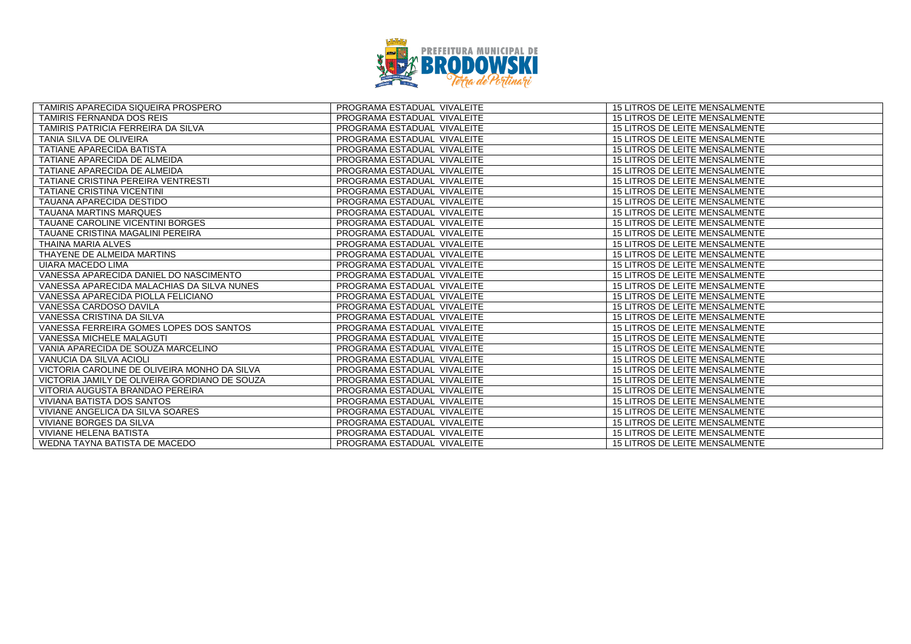| | | |
|---|---|---|
| TAMIRIS APARECIDA SIQUEIRA PROSPERO | PROGRAMA ESTADUAL VIVALEITE | 15 LITROS DE LEITE MENSALMENTE |
| TAMIRIS FERNANDA DOS REIS | PROGRAMA ESTADUAL VIVALEITE | 15 LITROS DE LEITE MENSALMENTE |
| TAMIRIS PATRICIA FERREIRA DA SILVA | PROGRAMA ESTADUAL VIVALEITE | 15 LITROS DE LEITE MENSALMENTE |
| TANIA SILVA DE OLIVEIRA | PROGRAMA ESTADUAL VIVALEITE | 15 LITROS DE LEITE MENSALMENTE |
| TATIANE APARECIDA BATISTA | PROGRAMA ESTADUAL VIVALEITE | 15 LITROS DE LEITE MENSALMENTE |
| TATIANE APARECIDA DE ALMEIDA | PROGRAMA ESTADUAL VIVALEITE | 15 LITROS DE LEITE MENSALMENTE |
| TATIANE APARECIDA DE ALMEIDA | PROGRAMA ESTADUAL VIVALEITE | 15 LITROS DE LEITE MENSALMENTE |
| TATIANE CRISTINA PEREIRA VENTRESTI | PROGRAMA ESTADUAL VIVALEITE | 15 LITROS DE LEITE MENSALMENTE |
| TATIANE CRISTINA VICENTINI | PROGRAMA ESTADUAL VIVALEITE | 15 LITROS DE LEITE MENSALMENTE |
| TAUANA APARECIDA DESTIDO | PROGRAMA ESTADUAL VIVALEITE | 15 LITROS DE LEITE MENSALMENTE |
| TAUANA MARTINS MARQUES | PROGRAMA ESTADUAL VIVALEITE | 15 LITROS DE LEITE MENSALMENTE |
| TAUANE CAROLINE VICENTINI BORGES | PROGRAMA ESTADUAL VIVALEITE | 15 LITROS DE LEITE MENSALMENTE |
| TAUANE CRISTINA MAGALINI PEREIRA | PROGRAMA ESTADUAL VIVALEITE | 15 LITROS DE LEITE MENSALMENTE |
| THAINA MARIA ALVES | PROGRAMA ESTADUAL VIVALEITE | 15 LITROS DE LEITE MENSALMENTE |
| THAYENE DE ALMEIDA MARTINS | PROGRAMA ESTADUAL VIVALEITE | 15 LITROS DE LEITE MENSALMENTE |
| UIARA MACEDO LIMA | PROGRAMA ESTADUAL VIVALEITE | 15 LITROS DE LEITE MENSALMENTE |
| VANESSA APARECIDA DANIEL DO NASCIMENTO | PROGRAMA ESTADUAL VIVALEITE | 15 LITROS DE LEITE MENSALMENTE |
| VANESSA APARECIDA MALACHIAS DA SILVA NUNES | PROGRAMA ESTADUAL VIVALEITE | 15 LITROS DE LEITE MENSALMENTE |
| VANESSA APARECIDA PIOLLA FELICIANO | PROGRAMA ESTADUAL VIVALEITE | 15 LITROS DE LEITE MENSALMENTE |
| VANESSA CARDOSO DAVILA | PROGRAMA ESTADUAL VIVALEITE | 15 LITROS DE LEITE MENSALMENTE |
| VANESSA CRISTINA DA SILVA | PROGRAMA ESTADUAL VIVALEITE | 15 LITROS DE LEITE MENSALMENTE |
| VANESSA FERREIRA GOMES LOPES DOS SANTOS | PROGRAMA ESTADUAL VIVALEITE | 15 LITROS DE LEITE MENSALMENTE |
| VANESSA MICHELE MALAGUTI | PROGRAMA ESTADUAL VIVALEITE | 15 LITROS DE LEITE MENSALMENTE |
| VANIA APARECIDA DE SOUZA MARCELINO | PROGRAMA ESTADUAL VIVALEITE | 15 LITROS DE LEITE MENSALMENTE |
| VANUCIA DA SILVA ACIOLI | PROGRAMA ESTADUAL VIVALEITE | 15 LITROS DE LEITE MENSALMENTE |
| VICTORIA CAROLINE DE OLIVEIRA MONHO DA SILVA | PROGRAMA ESTADUAL VIVALEITE | 15 LITROS DE LEITE MENSALMENTE |
| VICTORIA JAMILY DE OLIVEIRA GORDIANO DE SOUZA | PROGRAMA ESTADUAL VIVALEITE | 15 LITROS DE LEITE MENSALMENTE |
| VITORIA AUGUSTA BRANDAO PEREIRA | PROGRAMA ESTADUAL VIVALEITE | 15 LITROS DE LEITE MENSALMENTE |
| VIVIANA BATISTA DOS SANTOS | PROGRAMA ESTADUAL VIVALEITE | 15 LITROS DE LEITE MENSALMENTE |
| VIVIANE ANGELICA DA SILVA SOARES | PROGRAMA ESTADUAL VIVALEITE | 15 LITROS DE LEITE MENSALMENTE |
| VIVIANE BORGES DA SILVA | PROGRAMA ESTADUAL VIVALEITE | 15 LITROS DE LEITE MENSALMENTE |
| VIVIANE HELENA BATISTA | PROGRAMA ESTADUAL VIVALEITE | 15 LITROS DE LEITE MENSALMENTE |
| WEDNA TAYNA BATISTA DE MACEDO | PROGRAMA ESTADUAL VIVALEITE | 15 LITROS DE LEITE MENSALMENTE |